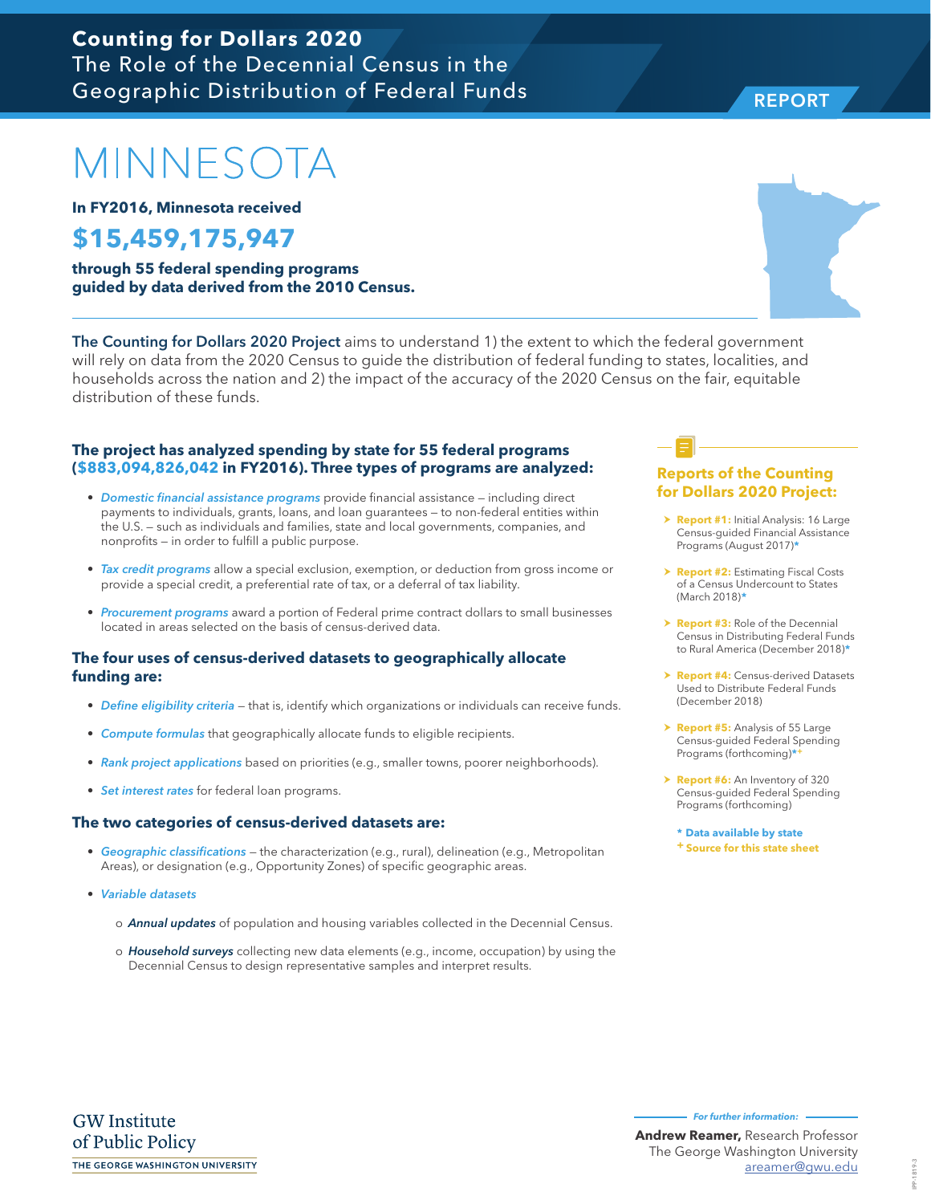**Counting for Dollars 2020**
The Role of the Decennial Census in the Geographic Distribution of Federal Funds

REPORT

# MINNESOTA

**In FY2016, Minnesota received**

## $15,459,175,947

**through 55 federal spending programs guided by data derived from the 2010 Census.**

**The Counting for Dollars 2020 Project** aims to understand 1) the extent to which the federal government will rely on data from the 2020 Census to guide the distribution of federal funding to states, localities, and households across the nation and 2) the impact of the accuracy of the 2020 Census on the fair, equitable distribution of these funds.

### The project has analyzed spending by state for 55 federal programs ($883,094,826,042 in FY2016). Three types of programs are analyzed:

- *Domestic financial assistance programs* provide financial assistance – including direct payments to individuals, grants, loans, and loan guarantees – to non-federal entities within the U.S. – such as individuals and families, state and local governments, companies, and nonprofits – in order to fulfill a public purpose.
- *Tax credit programs* allow a special exclusion, exemption, or deduction from gross income or provide a special credit, a preferential rate of tax, or a deferral of tax liability.
- *Procurement programs* award a portion of Federal prime contract dollars to small businesses located in areas selected on the basis of census-derived data.

### The four uses of census-derived datasets to geographically allocate funding are:

- *Define eligibility criteria* – that is, identify which organizations or individuals can receive funds.
- *Compute formulas* that geographically allocate funds to eligible recipients.
- *Rank project applications* based on priorities (e.g., smaller towns, poorer neighborhoods).
- *Set interest rates* for federal loan programs.

### The two categories of census-derived datasets are:

- *Geographic classifications* – the characterization (e.g., rural), delineation (e.g., Metropolitan Areas), or designation (e.g., Opportunity Zones) of specific geographic areas.
- *Variable datasets*
  - *Annual updates* of population and housing variables collected in the Decennial Census.
  - *Household surveys* collecting new data elements (e.g., income, occupation) by using the Decennial Census to design representative samples and interpret results.

### Reports of the Counting for Dollars 2020 Project:

- **Report #1:** Initial Analysis: 16 Large Census-guided Financial Assistance Programs (August 2017)*
- **Report #2:** Estimating Fiscal Costs of a Census Undercount to States (March 2018)*
- **Report #3:** Role of the Decennial Census in Distributing Federal Funds to Rural America (December 2018)*
- **Report #4:** Census-derived Datasets Used to Distribute Federal Funds (December 2018)
- **Report #5:** Analysis of 55 Large Census-guided Federal Spending Programs (forthcoming)*+
- **Report #6:** An Inventory of 320 Census-guided Federal Spending Programs (forthcoming)

\* Data available by state
\+ Source for this state sheet

GW Institute of Public Policy
THE GEORGE WASHINGTON UNIVERSITY

*For further information:*

**Andrew Reamer,** Research Professor
The George Washington University
areamer@gwu.edu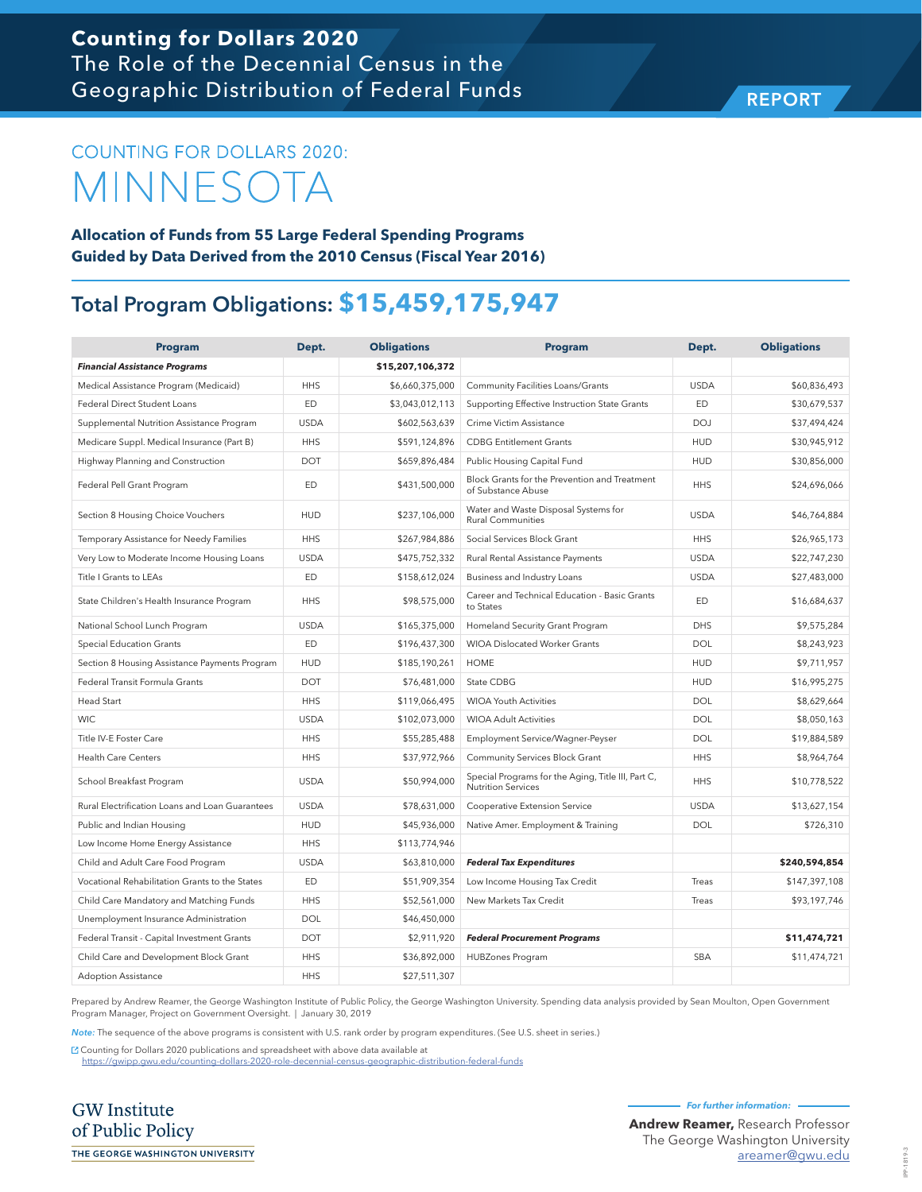**Counting for Dollars 2020**
The Role of the Decennial Census in the Geographic Distribution of Federal Funds

REPORT

COUNTING FOR DOLLARS 2020:

# MINNESOTA

**Allocation of Funds from 55 Large Federal Spending Programs Guided by Data Derived from the 2010 Census (Fiscal Year 2016)**

## Total Program Obligations: $15,459,175,947

| Program | Dept. | Obligations | Program | Dept. | Obligations |
|---|---|---|---|---|---|
| ***Financial Assistance Programs*** | | **$15,207,106,372** | | | |
| Medical Assistance Program (Medicaid) | HHS | $6,660,375,000 | Community Facilities Loans/Grants | USDA | $60,836,493 |
| Federal Direct Student Loans | ED | $3,043,012,113 | Supporting Effective Instruction State Grants | ED | $30,679,537 |
| Supplemental Nutrition Assistance Program | USDA | $602,563,639 | Crime Victim Assistance | DOJ | $37,494,424 |
| Medicare Suppl. Medical Insurance (Part B) | HHS | $591,124,896 | CDBG Entitlement Grants | HUD | $30,945,912 |
| Highway Planning and Construction | DOT | $659,896,484 | Public Housing Capital Fund | HUD | $30,856,000 |
| Federal Pell Grant Program | ED | $431,500,000 | Block Grants for the Prevention and Treatment of Substance Abuse | HHS | $24,696,066 |
| Section 8 Housing Choice Vouchers | HUD | $237,106,000 | Water and Waste Disposal Systems for Rural Communities | USDA | $46,764,884 |
| Temporary Assistance for Needy Families | HHS | $267,984,886 | Social Services Block Grant | HHS | $26,965,173 |
| Very Low to Moderate Income Housing Loans | USDA | $475,752,332 | Rural Rental Assistance Payments | USDA | $22,747,230 |
| Title I Grants to LEAs | ED | $158,612,024 | Business and Industry Loans | USDA | $27,483,000 |
| State Children's Health Insurance Program | HHS | $98,575,000 | Career and Technical Education - Basic Grants to States | ED | $16,684,637 |
| National School Lunch Program | USDA | $165,375,000 | Homeland Security Grant Program | DHS | $9,575,284 |
| Special Education Grants | ED | $196,437,300 | WIOA Dislocated Worker Grants | DOL | $8,243,923 |
| Section 8 Housing Assistance Payments Program | HUD | $185,190,261 | HOME | HUD | $9,711,957 |
| Federal Transit Formula Grants | DOT | $76,481,000 | State CDBG | HUD | $16,995,275 |
| Head Start | HHS | $119,066,495 | WIOA Youth Activities | DOL | $8,629,664 |
| WIC | USDA | $102,073,000 | WIOA Adult Activities | DOL | $8,050,163 |
| Title IV-E Foster Care | HHS | $55,285,488 | Employment Service/Wagner-Peyser | DOL | $19,884,589 |
| Health Care Centers | HHS | $37,972,966 | Community Services Block Grant | HHS | $8,964,764 |
| School Breakfast Program | USDA | $50,994,000 | Special Programs for the Aging, Title III, Part C, Nutrition Services | HHS | $10,778,522 |
| Rural Electrification Loans and Loan Guarantees | USDA | $78,631,000 | Cooperative Extension Service | USDA | $13,627,154 |
| Public and Indian Housing | HUD | $45,936,000 | Native Amer. Employment & Training | DOL | $726,310 |
| Low Income Home Energy Assistance | HHS | $113,774,946 | | | |
| Child and Adult Care Food Program | USDA | $63,810,000 | ***Federal Tax Expenditures*** | | **$240,594,854** |
| Vocational Rehabilitation Grants to the States | ED | $51,909,354 | Low Income Housing Tax Credit | Treas | $147,397,108 |
| Child Care Mandatory and Matching Funds | HHS | $52,561,000 | New Markets Tax Credit | Treas | $93,197,746 |
| Unemployment Insurance Administration | DOL | $46,450,000 | | | |
| Federal Transit - Capital Investment Grants | DOT | $2,911,920 | ***Federal Procurement Programs*** | | **$11,474,721** |
| Child Care and Development Block Grant | HHS | $36,892,000 | HUBZones Program | SBA | $11,474,721 |
| Adoption Assistance | HHS | $27,511,307 | | | |

Prepared by Andrew Reamer, the George Washington Institute of Public Policy, the George Washington University. Spending data analysis provided by Sean Moulton, Open Government Program Manager, Project on Government Oversight. | January 30, 2019

*Note:* The sequence of the above programs is consistent with U.S. rank order by program expenditures. (See U.S. sheet in series.)

Counting for Dollars 2020 publications and spreadsheet with above data available at https://gwipp.gwu.edu/counting-dollars-2020-role-decennial-census-geographic-distribution-federal-funds

GW Institute of Public Policy
THE GEORGE WASHINGTON UNIVERSITY

*For further information:*

**Andrew Reamer,** Research Professor
The George Washington University
areamer@gwu.edu